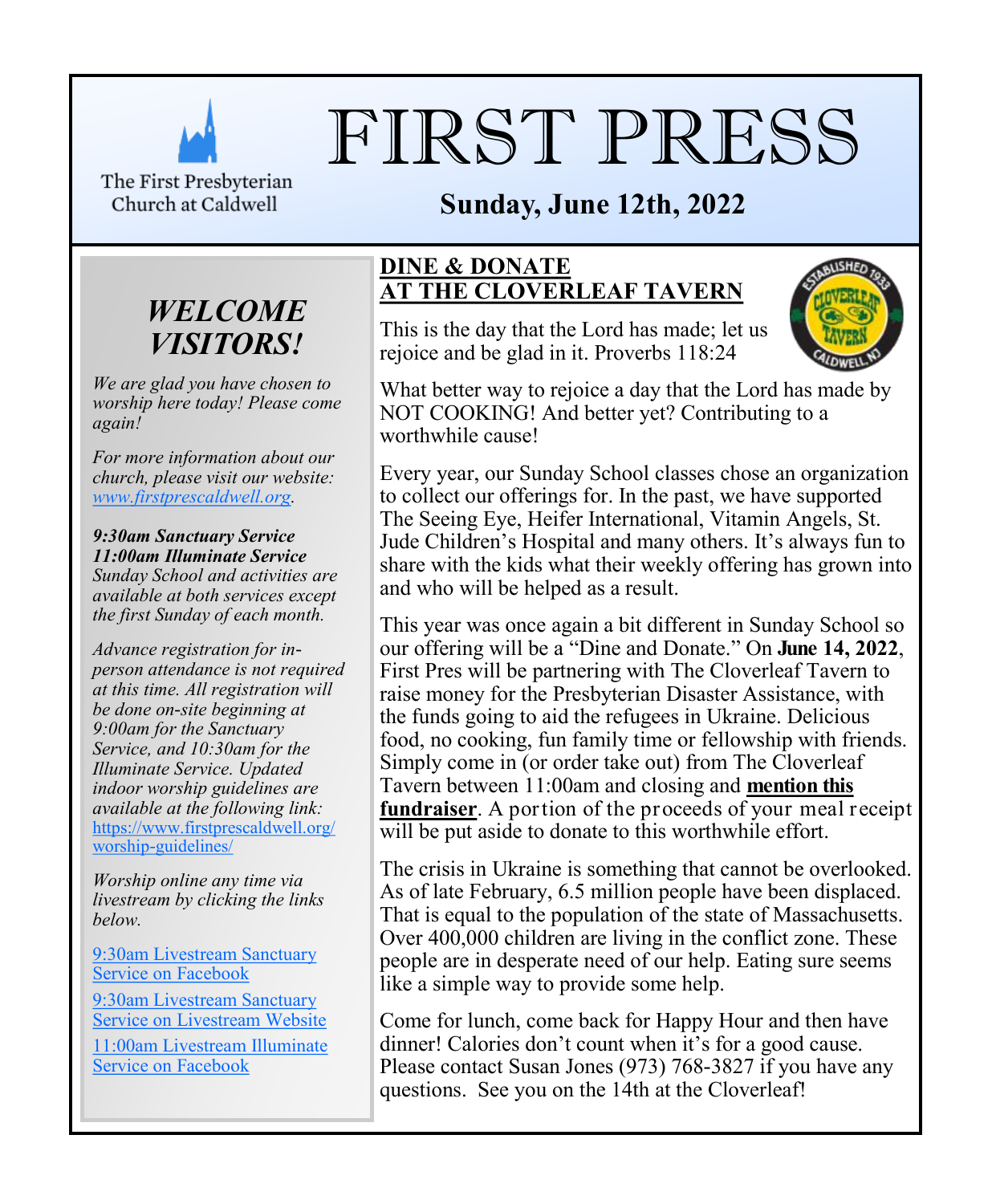The First Presbyterian Church at Caldwell

# FIRST PRESS

**Sunday, June 12th, 2022**

## *WELCOME VISITORS!*

*We are glad you have chosen to worship here today! Please come again!*

*For more information about our church, please visit our website: www.firstprescaldwell.org.*

***9:30am Sanctuary Service***
***11:00am Illuminate Service***
*Sunday School and activities are available at both services except the first Sunday of each month.*

*Advance registration for in-person attendance is not required at this time. All registration will be done on-site beginning at 9:00am for the Sanctuary Service, and 10:30am for the Illuminate Service. Updated indoor worship guidelines are available at the following link:* https://www.firstprescaldwell.org/worship-guidelines/

*Worship online any time via livestream by clicking the links below.*

9:30am Livestream Sanctuary Service on Facebook

9:30am Livestream Sanctuary Service on Livestream Website

11:00am Livestream Illuminate Service on Facebook

## DINE & DONATE AT THE CLOVERLEAF TAVERN

This is the day that the Lord has made; let us rejoice and be glad in it. Proverbs 118:24

What better way to rejoice a day that the Lord has made by NOT COOKING! And better yet? Contributing to a worthwhile cause!

Every year, our Sunday School classes chose an organization to collect our offerings for. In the past, we have supported The Seeing Eye, Heifer International, Vitamin Angels, St. Jude Children's Hospital and many others. It's always fun to share with the kids what their weekly offering has grown into and who will be helped as a result.

This year was once again a bit different in Sunday School so our offering will be a "Dine and Donate." On **June 14, 2022**, First Pres will be partnering with The Cloverleaf Tavern to raise money for the Presbyterian Disaster Assistance, with the funds going to aid the refugees in Ukraine. Delicious food, no cooking, fun family time or fellowship with friends. Simply come in (or order take out) from The Cloverleaf Tavern between 11:00am and closing and **mention this fundraiser**. A portion of the proceeds of your meal receipt will be put aside to donate to this worthwhile effort.

The crisis in Ukraine is something that cannot be overlooked. As of late February, 6.5 million people have been displaced. That is equal to the population of the state of Massachusetts. Over 400,000 children are living in the conflict zone. These people are in desperate need of our help. Eating sure seems like a simple way to provide some help.

Come for lunch, come back for Happy Hour and then have dinner! Calories don't count when it's for a good cause. Please contact Susan Jones (973) 768-3827 if you have any questions. See you on the 14th at the Cloverleaf!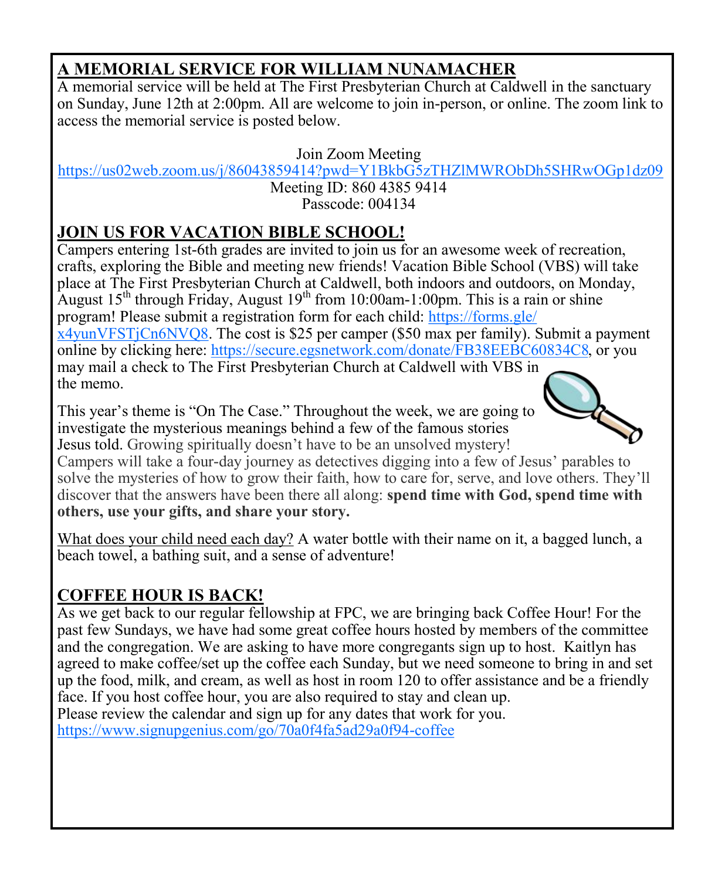## A MEMORIAL SERVICE FOR WILLIAM NUNAMACHER

A memorial service will be held at The First Presbyterian Church at Caldwell in the sanctuary on Sunday, June 12th at 2:00pm. All are welcome to join in-person, or online. The zoom link to access the memorial service is posted below.

Join Zoom Meeting
https://us02web.zoom.us/j/86043859414?pwd=Y1BkbG5zTHZlMWRObDh5SHRwOGp1dz09
Meeting ID: 860 4385 9414
Passcode: 004134

## JOIN US FOR VACATION BIBLE SCHOOL!

Campers entering 1st-6th grades are invited to join us for an awesome week of recreation, crafts, exploring the Bible and meeting new friends! Vacation Bible School (VBS) will take place at The First Presbyterian Church at Caldwell, both indoors and outdoors, on Monday, August 15th through Friday, August 19th from 10:00am-1:00pm. This is a rain or shine program! Please submit a registration form for each child: https://forms.gle/x4yunVFSTjCn6NVQ8. The cost is $25 per camper ($50 max per family). Submit a payment online by clicking here: https://secure.egsnetwork.com/donate/FB38EEBC60834C8, or you may mail a check to The First Presbyterian Church at Caldwell with VBS in the memo.

This year's theme is "On The Case." Throughout the week, we are going to investigate the mysterious meanings behind a few of the famous stories Jesus told. Growing spiritually doesn't have to be an unsolved mystery! Campers will take a four-day journey as detectives digging into a few of Jesus' parables to solve the mysteries of how to grow their faith, how to care for, serve, and love others. They'll discover that the answers have been there all along: **spend time with God, spend time with others, use your gifts, and share your story.**

What does your child need each day? A water bottle with their name on it, a bagged lunch, a beach towel, a bathing suit, and a sense of adventure!

## COFFEE HOUR IS BACK!

As we get back to our regular fellowship at FPC, we are bringing back Coffee Hour! For the past few Sundays, we have had some great coffee hours hosted by members of the committee and the congregation. We are asking to have more congregants sign up to host. Kaitlyn has agreed to make coffee/set up the coffee each Sunday, but we need someone to bring in and set up the food, milk, and cream, as well as host in room 120 to offer assistance and be a friendly face. If you host coffee hour, you are also required to stay and clean up.
Please review the calendar and sign up for any dates that work for you.
https://www.signupgenius.com/go/70a0f4fa5ad29a0f94-coffee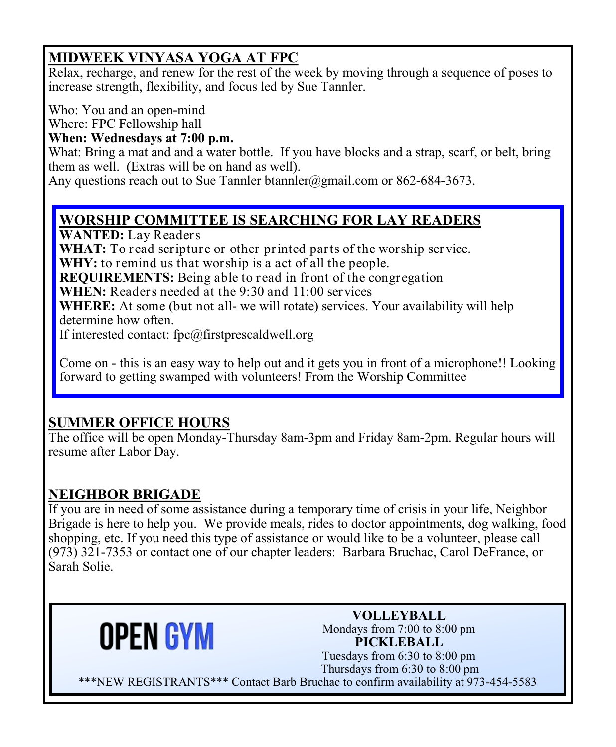## MIDWEEK VINYASA YOGA AT FPC

Relax, recharge, and renew for the rest of the week by moving through a sequence of poses to increase strength, flexibility, and focus led by Sue Tannler.

Who: You and an open-mind
Where: FPC Fellowship hall
**When: Wednesdays at 7:00 p.m.**
What: Bring a mat and and a water bottle. If you have blocks and a strap, scarf, or belt, bring them as well. (Extras will be on hand as well).
Any questions reach out to Sue Tannler btannler@gmail.com or 862-684-3673.

## WORSHIP COMMITTEE IS SEARCHING FOR LAY READERS

**WANTED:** Lay Readers
**WHAT:** To read scripture or other printed parts of the worship service.
**WHY:** to remind us that worship is a act of all the people.
**REQUIREMENTS:** Being able to read in front of the congregation
**WHEN:** Readers needed at the 9:30 and 11:00 services
**WHERE:** At some (but not all- we will rotate) services. Your availability will help determine how often.
If interested contact: fpc@firstprescaldwell.org

Come on - this is an easy way to help out and it gets you in front of a microphone!! Looking forward to getting swamped with volunteers! From the Worship Committee

## SUMMER OFFICE HOURS

The office will be open Monday-Thursday 8am-3pm and Friday 8am-2pm. Regular hours will resume after Labor Day.

## NEIGHBOR BRIGADE

If you are in need of some assistance during a temporary time of crisis in your life, Neighbor Brigade is here to help you. We provide meals, rides to doctor appointments, dog walking, food shopping, etc. If you need this type of assistance or would like to be a volunteer, please call (973) 321-7353 or contact one of our chapter leaders: Barbara Bruchac, Carol DeFrance, or Sarah Solie.

## OPEN GYM

**VOLLEYBALL**
Mondays from 7:00 to 8:00 pm

**PICKLEBALL**
Tuesdays from 6:30 to 8:00 pm
Thursdays from 6:30 to 8:00 pm

***NEW REGISTRANTS*** Contact Barb Bruchac to confirm availability at 973-454-5583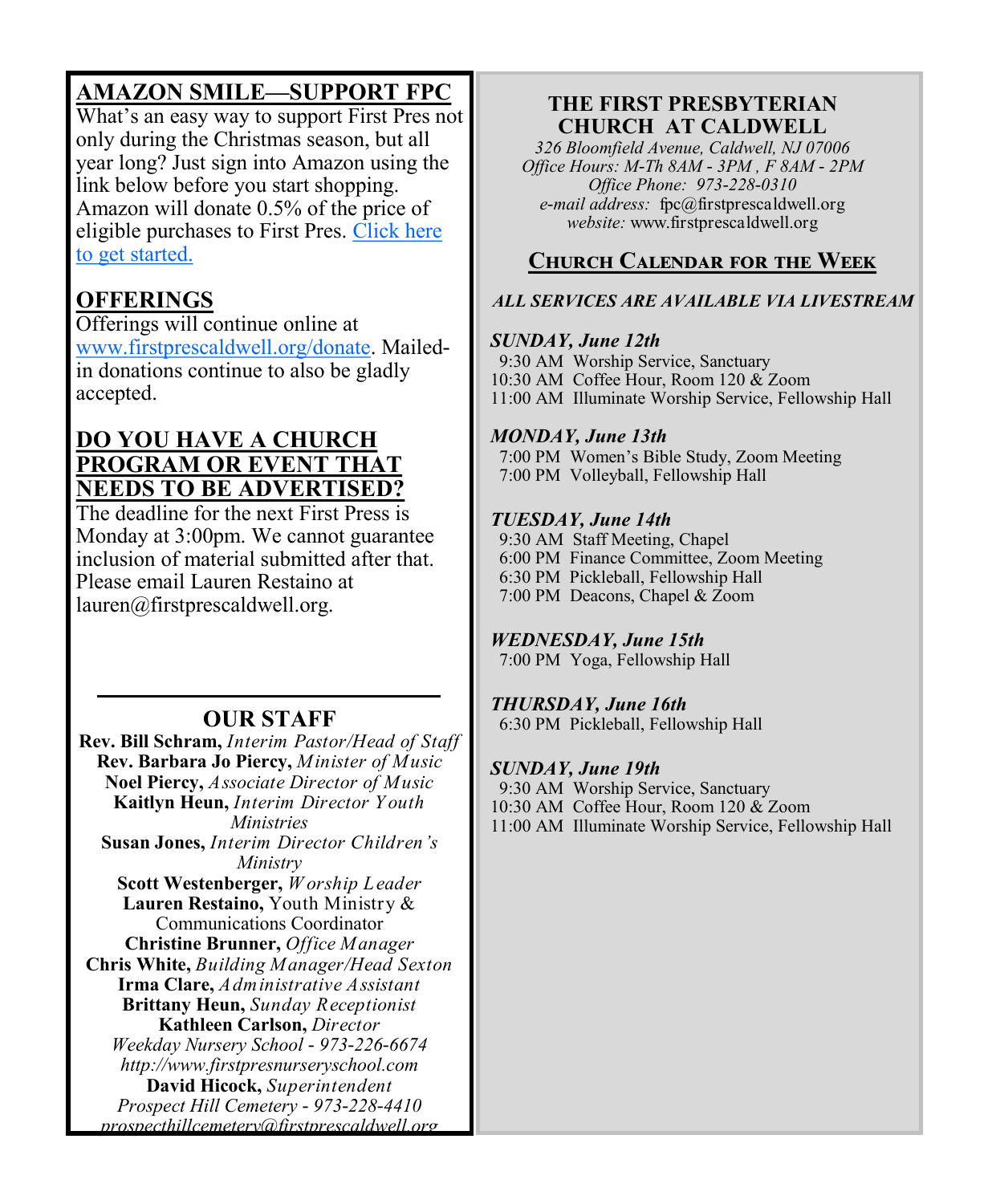## AMAZON SMILE—SUPPORT FPC

What's an easy way to support First Pres not only during the Christmas season, but all year long? Just sign into Amazon using the link below before you start shopping. Amazon will donate 0.5% of the price of eligible purchases to First Pres. Click here to get started.

## OFFERINGS

Offerings will continue online at www.firstprescaldwell.org/donate. Mailed-in donations continue to also be gladly accepted.

## DO YOU HAVE A CHURCH PROGRAM OR EVENT THAT NEEDS TO BE ADVERTISED?

The deadline for the next First Press is Monday at 3:00pm. We cannot guarantee inclusion of material submitted after that. Please email Lauren Restaino at lauren@firstprescaldwell.org.

---

## OUR STAFF

**Rev. Bill Schram,** *Interim Pastor/Head of Staff*
**Rev. Barbara Jo Piercy,** *Minister of Music*
**Noel Piercy,** *Associate Director of Music*
**Kaitlyn Heun,** *Interim Director Youth Ministries*
**Susan Jones,** *Interim Director Children's Ministry*
**Scott Westenberger,** *Worship Leader*
**Lauren Restaino,** Youth Ministry & Communications Coordinator
**Christine Brunner,** *Office Manager*
**Chris White,** *Building Manager/Head Sexton*
**Irma Clare,** *Administrative Assistant*
**Brittany Heun,** *Sunday Receptionist*
**Kathleen Carlson,** *Director Weekday Nursery School - 973-226-6674*
*http://www.firstpresnurseryschool.com*
**David Hicock,** *Superintendent Prospect Hill Cemetery - 973-228-4410*
*prospecthillcemetery@firstprescaldwell.org*

## THE FIRST PRESBYTERIAN CHURCH AT CALDWELL

*326 Bloomfield Avenue, Caldwell, NJ 07006*
*Office Hours: M-Th 8AM - 3PM , F 8AM - 2PM*
*Office Phone: 973-228-0310*
*e-mail address:* fpc@firstprescaldwell.org
*website:* www.firstprescaldwell.org

## CHURCH CALENDAR FOR THE WEEK

***ALL SERVICES ARE AVAILABLE VIA LIVESTREAM***

***SUNDAY, June 12th***
9:30 AM Worship Service, Sanctuary
10:30 AM Coffee Hour, Room 120 & Zoom
11:00 AM Illuminate Worship Service, Fellowship Hall

***MONDAY, June 13th***
7:00 PM Women's Bible Study, Zoom Meeting
7:00 PM Volleyball, Fellowship Hall

***TUESDAY, June 14th***
9:30 AM Staff Meeting, Chapel
6:00 PM Finance Committee, Zoom Meeting
6:30 PM Pickleball, Fellowship Hall
7:00 PM Deacons, Chapel & Zoom

***WEDNESDAY, June 15th***
7:00 PM Yoga, Fellowship Hall

***THURSDAY, June 16th***
6:30 PM Pickleball, Fellowship Hall

***SUNDAY, June 19th***
9:30 AM Worship Service, Sanctuary
10:30 AM Coffee Hour, Room 120 & Zoom
11:00 AM Illuminate Worship Service, Fellowship Hall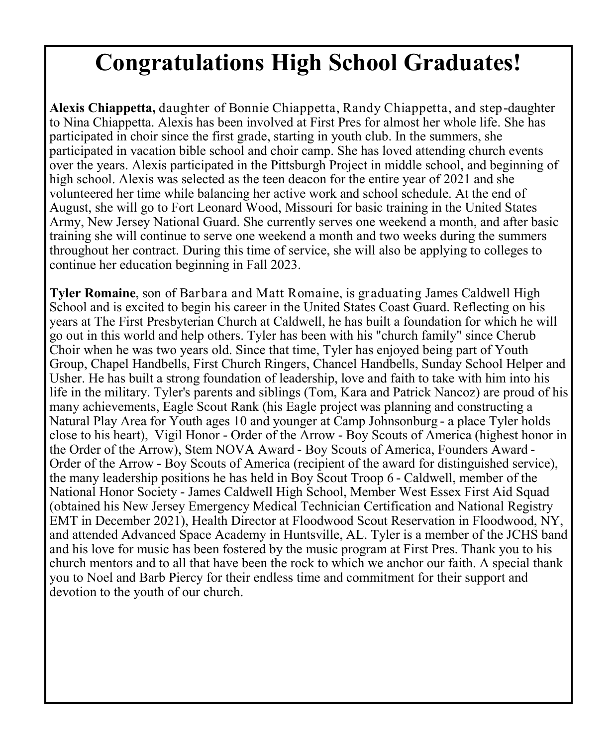# Congratulations High School Graduates!

**Alexis Chiappetta,** daughter of Bonnie Chiappetta, Randy Chiappetta, and step-daughter to Nina Chiappetta. Alexis has been involved at First Pres for almost her whole life. She has participated in choir since the first grade, starting in youth club. In the summers, she participated in vacation bible school and choir camp. She has loved attending church events over the years. Alexis participated in the Pittsburgh Project in middle school, and beginning of high school. Alexis was selected as the teen deacon for the entire year of 2021 and she volunteered her time while balancing her active work and school schedule. At the end of August, she will go to Fort Leonard Wood, Missouri for basic training in the United States Army, New Jersey National Guard. She currently serves one weekend a month, and after basic training she will continue to serve one weekend a month and two weeks during the summers throughout her contract. During this time of service, she will also be applying to colleges to continue her education beginning in Fall 2023.

**Tyler Romaine**, son of Barbara and Matt Romaine, is graduating James Caldwell High School and is excited to begin his career in the United States Coast Guard. Reflecting on his years at The First Presbyterian Church at Caldwell, he has built a foundation for which he will go out in this world and help others. Tyler has been with his "church family" since Cherub Choir when he was two years old. Since that time, Tyler has enjoyed being part of Youth Group, Chapel Handbells, First Church Ringers, Chancel Handbells, Sunday School Helper and Usher. He has built a strong foundation of leadership, love and faith to take with him into his life in the military. Tyler's parents and siblings (Tom, Kara and Patrick Nancoz) are proud of his many achievements, Eagle Scout Rank (his Eagle project was planning and constructing a Natural Play Area for Youth ages 10 and younger at Camp Johnsonburg - a place Tyler holds close to his heart), Vigil Honor - Order of the Arrow - Boy Scouts of America (highest honor in the Order of the Arrow), Stem NOVA Award - Boy Scouts of America, Founders Award - Order of the Arrow - Boy Scouts of America (recipient of the award for distinguished service), the many leadership positions he has held in Boy Scout Troop 6 - Caldwell, member of the National Honor Society - James Caldwell High School, Member West Essex First Aid Squad (obtained his New Jersey Emergency Medical Technician Certification and National Registry EMT in December 2021), Health Director at Floodwood Scout Reservation in Floodwood, NY, and attended Advanced Space Academy in Huntsville, AL. Tyler is a member of the JCHS band and his love for music has been fostered by the music program at First Pres. Thank you to his church mentors and to all that have been the rock to which we anchor our faith. A special thank you to Noel and Barb Piercy for their endless time and commitment for their support and devotion to the youth of our church.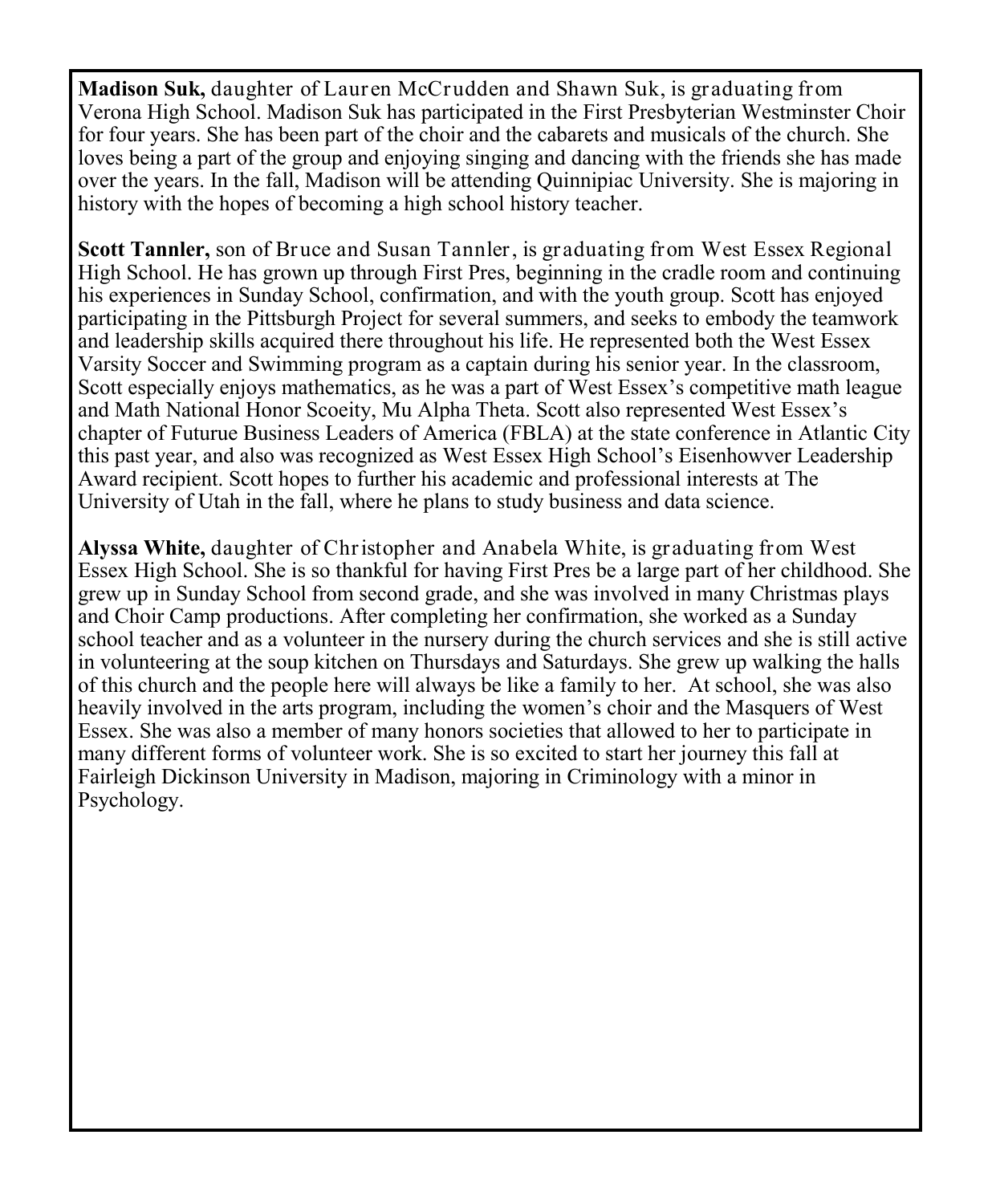**Madison Suk,** daughter of Lauren McCrudden and Shawn Suk, is graduating from Verona High School. Madison Suk has participated in the First Presbyterian Westminster Choir for four years. She has been part of the choir and the cabarets and musicals of the church. She loves being a part of the group and enjoying singing and dancing with the friends she has made over the years. In the fall, Madison will be attending Quinnipiac University. She is majoring in history with the hopes of becoming a high school history teacher.

**Scott Tannler,** son of Bruce and Susan Tannler, is graduating from West Essex Regional High School. He has grown up through First Pres, beginning in the cradle room and continuing his experiences in Sunday School, confirmation, and with the youth group. Scott has enjoyed participating in the Pittsburgh Project for several summers, and seeks to embody the teamwork and leadership skills acquired there throughout his life. He represented both the West Essex Varsity Soccer and Swimming program as a captain during his senior year. In the classroom, Scott especially enjoys mathematics, as he was a part of West Essex's competitive math league and Math National Honor Scoeity, Mu Alpha Theta. Scott also represented West Essex's chapter of Futurue Business Leaders of America (FBLA) at the state conference in Atlantic City this past year, and also was recognized as West Essex High School's Eisenhowver Leadership Award recipient. Scott hopes to further his academic and professional interests at The University of Utah in the fall, where he plans to study business and data science.

**Alyssa White,** daughter of Christopher and Anabela White, is graduating from West Essex High School. She is so thankful for having First Pres be a large part of her childhood. She grew up in Sunday School from second grade, and she was involved in many Christmas plays and Choir Camp productions. After completing her confirmation, she worked as a Sunday school teacher and as a volunteer in the nursery during the church services and she is still active in volunteering at the soup kitchen on Thursdays and Saturdays. She grew up walking the halls of this church and the people here will always be like a family to her. At school, she was also heavily involved in the arts program, including the women's choir and the Masquers of West Essex. She was also a member of many honors societies that allowed to her to participate in many different forms of volunteer work. She is so excited to start her journey this fall at Fairleigh Dickinson University in Madison, majoring in Criminology with a minor in Psychology.